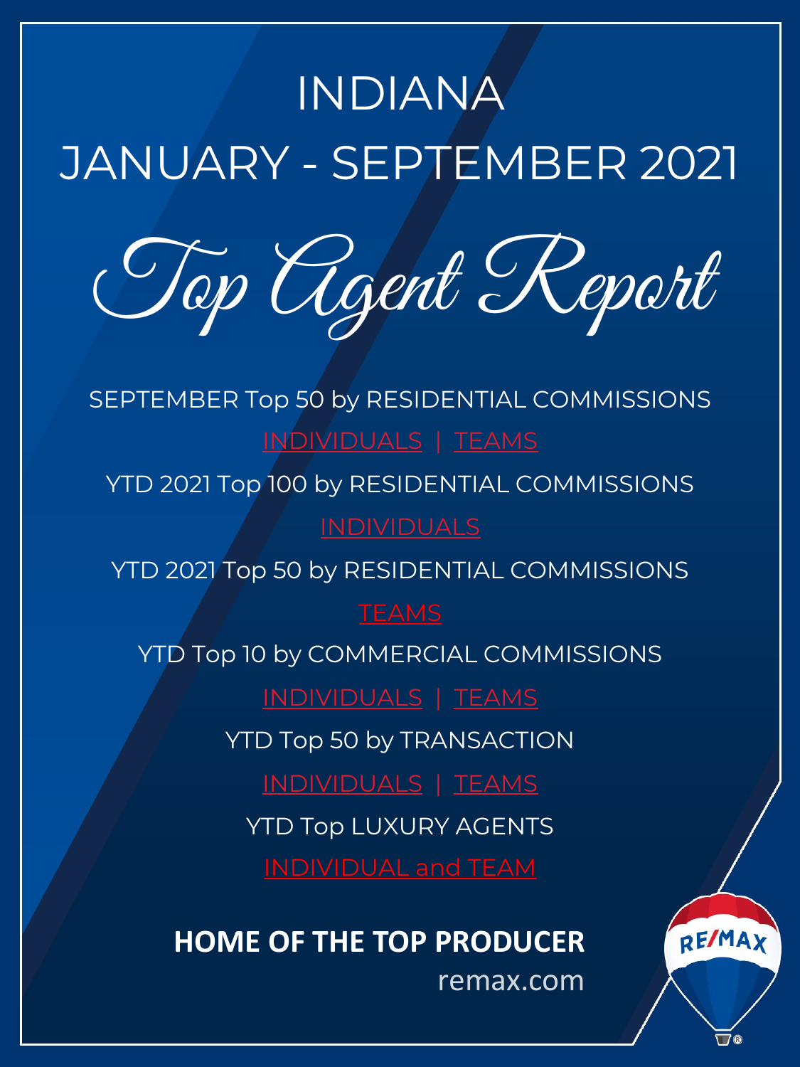# INDIANA

# JANUARY - SEPTEMBER 2021

## Top Agent Report

SEPTEMBER Top 50 by RESIDENTIAL COMMISSIONS

INDIVIDUALS | TEAMS

YTD 2021 Top 100 by RESIDENTIAL COMMISSIONS

INDIVIDUALS

YTD 2021 Top 50 by RESIDENTIAL COMMISSIONS

TEAMS

YTD Top 10 by COMMERCIAL COMMISSIONS

INDIVIDUALS | TEAMS

YTD Top 50 by TRANSACTION

INDIVIDUALS | TEAMS

YTD Top LUXURY AGENTS

INDIVIDUAL and TEAM

**HOME OF THE TOP PRODUCER**

remax.com

RE/MAX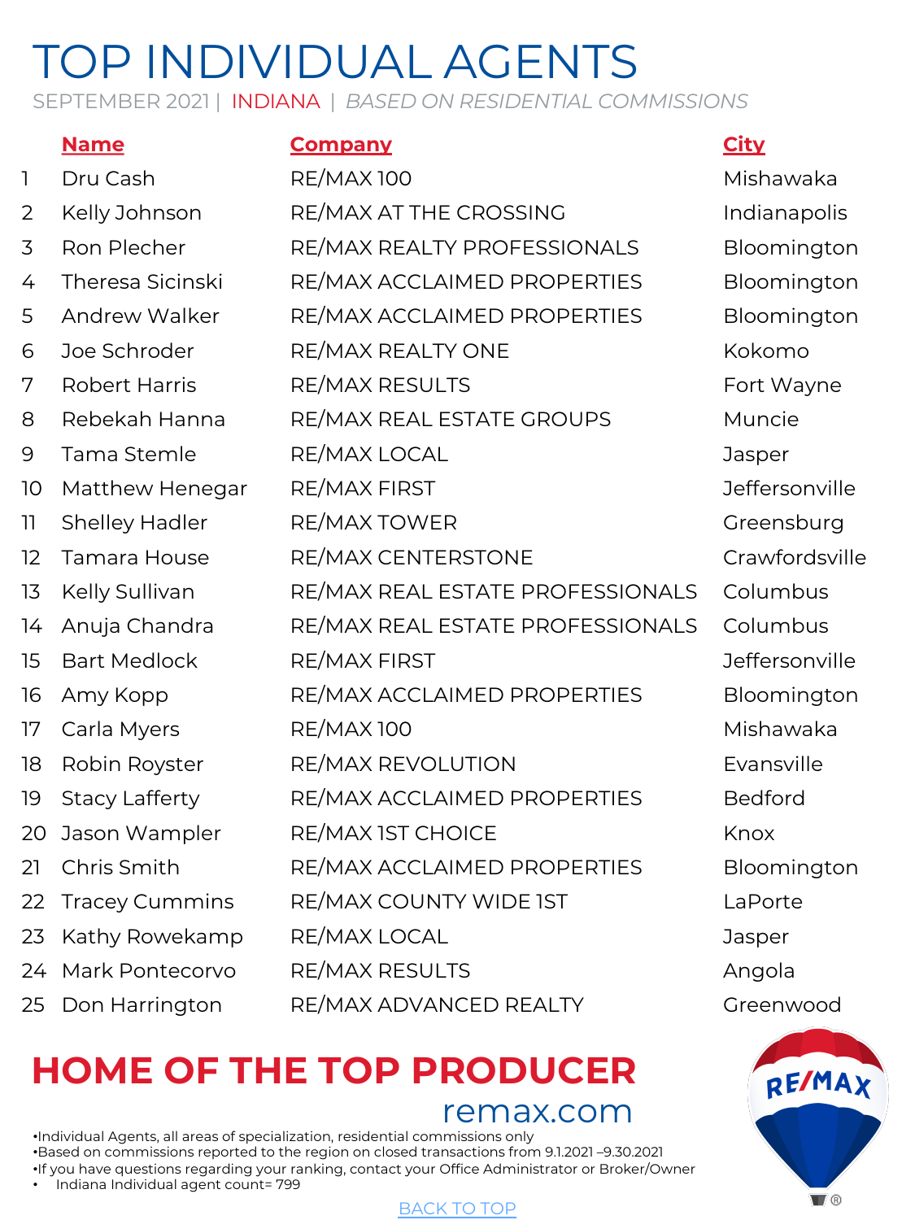# TOP INDIVIDUAL AGENTS

SEPTEMBER 2021 | INDIANA | *BASED ON RESIDENTIAL COMMISSIONS*

| | Name | Company | City |
|---|---|---|---|
| 1 | Dru Cash | RE/MAX 100 | Mishawaka |
| 2 | Kelly Johnson | RE/MAX AT THE CROSSING | Indianapolis |
| 3 | Ron Plecher | RE/MAX REALTY PROFESSIONALS | Bloomington |
| 4 | Theresa Sicinski | RE/MAX ACCLAIMED PROPERTIES | Bloomington |
| 5 | Andrew Walker | RE/MAX ACCLAIMED PROPERTIES | Bloomington |
| 6 | Joe Schroder | RE/MAX REALTY ONE | Kokomo |
| 7 | Robert Harris | RE/MAX RESULTS | Fort Wayne |
| 8 | Rebekah Hanna | RE/MAX REAL ESTATE GROUPS | Muncie |
| 9 | Tama Stemle | RE/MAX LOCAL | Jasper |
| 10 | Matthew Henegar | RE/MAX FIRST | Jeffersonville |
| 11 | Shelley Hadler | RE/MAX TOWER | Greensburg |
| 12 | Tamara House | RE/MAX CENTERSTONE | Crawfordsville |
| 13 | Kelly Sullivan | RE/MAX REAL ESTATE PROFESSIONALS | Columbus |
| 14 | Anuja Chandra | RE/MAX REAL ESTATE PROFESSIONALS | Columbus |
| 15 | Bart Medlock | RE/MAX FIRST | Jeffersonville |
| 16 | Amy Kopp | RE/MAX ACCLAIMED PROPERTIES | Bloomington |
| 17 | Carla Myers | RE/MAX 100 | Mishawaka |
| 18 | Robin Royster | RE/MAX REVOLUTION | Evansville |
| 19 | Stacy Lafferty | RE/MAX ACCLAIMED PROPERTIES | Bedford |
| 20 | Jason Wampler | RE/MAX 1ST CHOICE | Knox |
| 21 | Chris Smith | RE/MAX ACCLAIMED PROPERTIES | Bloomington |
| 22 | Tracey Cummins | RE/MAX COUNTY WIDE 1ST | LaPorte |
| 23 | Kathy Rowekamp | RE/MAX LOCAL | Jasper |
| 24 | Mark Pontecorvo | RE/MAX RESULTS | Angola |
| 25 | Don Harrington | RE/MAX ADVANCED REALTY | Greenwood |

**HOME OF THE TOP PRODUCER**

remax.com

- Individual Agents, all areas of specialization, residential commissions only
- Based on commissions reported to the region on closed transactions from 9.1.2021 –9.30.2021
- If you have questions regarding your ranking, contact your Office Administrator or Broker/Owner
- Indiana Individual agent count= 799

BACK TO TOP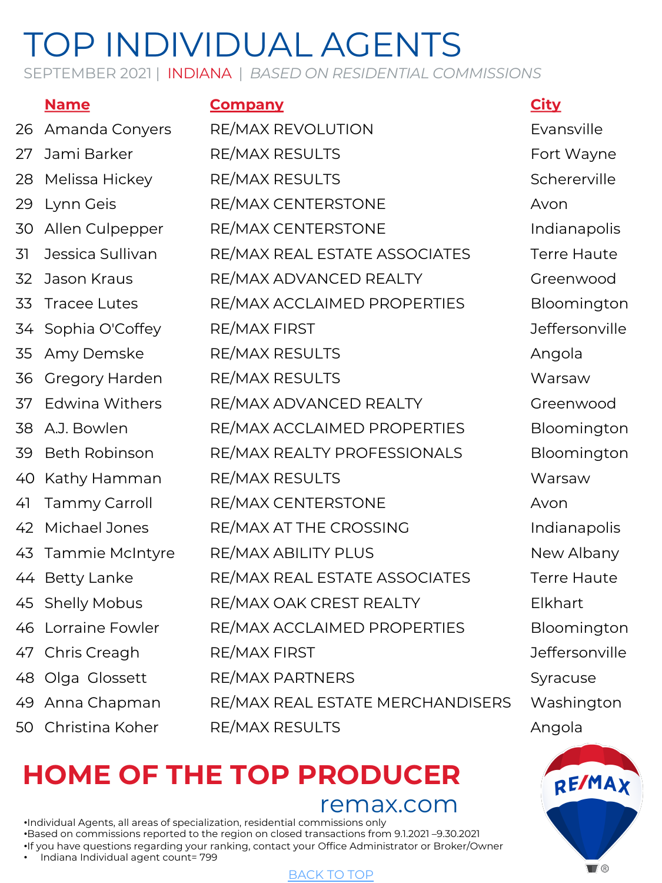# TOP INDIVIDUAL AGENTS

SEPTEMBER 2021 | INDIANA | *BASED ON RESIDENTIAL COMMISSIONS*

| | Name | Company | City |
|---|---|---|---|
| 26 | Amanda Conyers | RE/MAX REVOLUTION | Evansville |
| 27 | Jami Barker | RE/MAX RESULTS | Fort Wayne |
| 28 | Melissa Hickey | RE/MAX RESULTS | Schererville |
| 29 | Lynn Geis | RE/MAX CENTERSTONE | Avon |
| 30 | Allen Culpepper | RE/MAX CENTERSTONE | Indianapolis |
| 31 | Jessica Sullivan | RE/MAX REAL ESTATE ASSOCIATES | Terre Haute |
| 32 | Jason Kraus | RE/MAX ADVANCED REALTY | Greenwood |
| 33 | Tracee Lutes | RE/MAX ACCLAIMED PROPERTIES | Bloomington |
| 34 | Sophia O'Coffey | RE/MAX FIRST | Jeffersonville |
| 35 | Amy Demske | RE/MAX RESULTS | Angola |
| 36 | Gregory Harden | RE/MAX RESULTS | Warsaw |
| 37 | Edwina Withers | RE/MAX ADVANCED REALTY | Greenwood |
| 38 | A.J. Bowlen | RE/MAX ACCLAIMED PROPERTIES | Bloomington |
| 39 | Beth Robinson | RE/MAX REALTY PROFESSIONALS | Bloomington |
| 40 | Kathy Hamman | RE/MAX RESULTS | Warsaw |
| 41 | Tammy Carroll | RE/MAX CENTERSTONE | Avon |
| 42 | Michael Jones | RE/MAX AT THE CROSSING | Indianapolis |
| 43 | Tammie McIntyre | RE/MAX ABILITY PLUS | New Albany |
| 44 | Betty Lanke | RE/MAX REAL ESTATE ASSOCIATES | Terre Haute |
| 45 | Shelly Mobus | RE/MAX OAK CREST REALTY | Elkhart |
| 46 | Lorraine Fowler | RE/MAX ACCLAIMED PROPERTIES | Bloomington |
| 47 | Chris Creagh | RE/MAX FIRST | Jeffersonville |
| 48 | Olga Glossett | RE/MAX PARTNERS | Syracuse |
| 49 | Anna Chapman | RE/MAX REAL ESTATE MERCHANDISERS | Washington |
| 50 | Christina Koher | RE/MAX RESULTS | Angola |

## HOME OF THE TOP PRODUCER

remax.com

- Individual Agents, all areas of specialization, residential commissions only
- Based on commissions reported to the region on closed transactions from 9.1.2021 –9.30.2021
- If you have questions regarding your ranking, contact your Office Administrator or Broker/Owner
- Indiana Individual agent count= 799

BACK TO TOP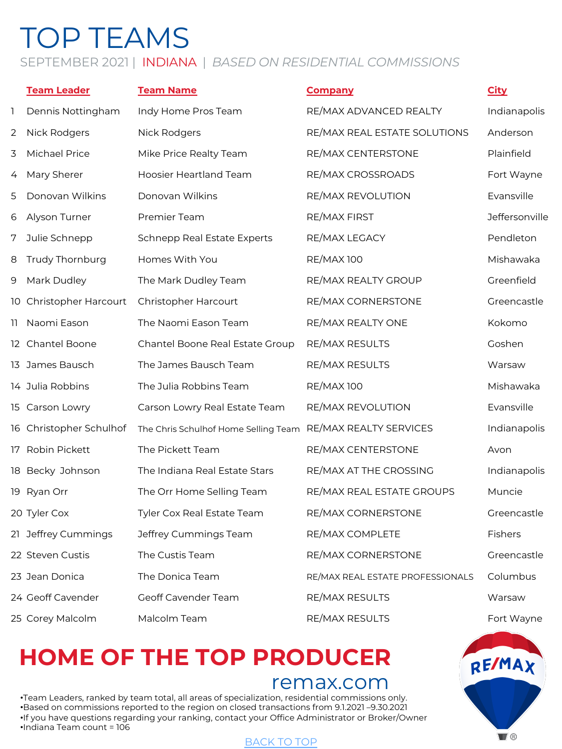# TOP TEAMS

SEPTEMBER 2021 | INDIANA | *BASED ON RESIDENTIAL COMMISSIONS*

| | Team Leader | Team Name | Company | City |
|---|---|---|---|---|
| 1 | Dennis Nottingham | Indy Home Pros Team | RE/MAX ADVANCED REALTY | Indianapolis |
| 2 | Nick Rodgers | Nick Rodgers | RE/MAX REAL ESTATE SOLUTIONS | Anderson |
| 3 | Michael Price | Mike Price Realty Team | RE/MAX CENTERSTONE | Plainfield |
| 4 | Mary Sherer | Hoosier Heartland Team | RE/MAX CROSSROADS | Fort Wayne |
| 5 | Donovan Wilkins | Donovan Wilkins | RE/MAX REVOLUTION | Evansville |
| 6 | Alyson Turner | Premier Team | RE/MAX FIRST | Jeffersonville |
| 7 | Julie Schnepp | Schnepp Real Estate Experts | RE/MAX LEGACY | Pendleton |
| 8 | Trudy Thornburg | Homes With You | RE/MAX 100 | Mishawaka |
| 9 | Mark Dudley | The Mark Dudley Team | RE/MAX REALTY GROUP | Greenfield |
| 10 | Christopher Harcourt | Christopher Harcourt | RE/MAX CORNERSTONE | Greencastle |
| 11 | Naomi Eason | The Naomi Eason Team | RE/MAX REALTY ONE | Kokomo |
| 12 | Chantel Boone | Chantel Boone Real Estate Group | RE/MAX RESULTS | Goshen |
| 13 | James Bausch | The James Bausch Team | RE/MAX RESULTS | Warsaw |
| 14 | Julia Robbins | The Julia Robbins Team | RE/MAX 100 | Mishawaka |
| 15 | Carson Lowry | Carson Lowry Real Estate Team | RE/MAX REVOLUTION | Evansville |
| 16 | Christopher Schulhof | The Chris Schulhof Home Selling Team | RE/MAX REALTY SERVICES | Indianapolis |
| 17 | Robin Pickett | The Pickett Team | RE/MAX CENTERSTONE | Avon |
| 18 | Becky Johnson | The Indiana Real Estate Stars | RE/MAX AT THE CROSSING | Indianapolis |
| 19 | Ryan Orr | The Orr Home Selling Team | RE/MAX REAL ESTATE GROUPS | Muncie |
| 20 | Tyler Cox | Tyler Cox Real Estate Team | RE/MAX CORNERSTONE | Greencastle |
| 21 | Jeffrey Cummings | Jeffrey Cummings Team | RE/MAX COMPLETE | Fishers |
| 22 | Steven Custis | The Custis Team | RE/MAX CORNERSTONE | Greencastle |
| 23 | Jean Donica | The Donica Team | RE/MAX REAL ESTATE PROFESSIONALS | Columbus |
| 24 | Geoff Cavender | Geoff Cavender Team | RE/MAX RESULTS | Warsaw |
| 25 | Corey Malcolm | Malcolm Team | RE/MAX RESULTS | Fort Wayne |

## HOME OF THE TOP PRODUCER

remax.com

- Team Leaders, ranked by team total, all areas of specialization, residential commissions only.
- Based on commissions reported to the region on closed transactions from 9.1.2021 –9.30.2021
- If you have questions regarding your ranking, contact your Office Administrator or Broker/Owner
- Indiana Team count = 106

BACK TO TOP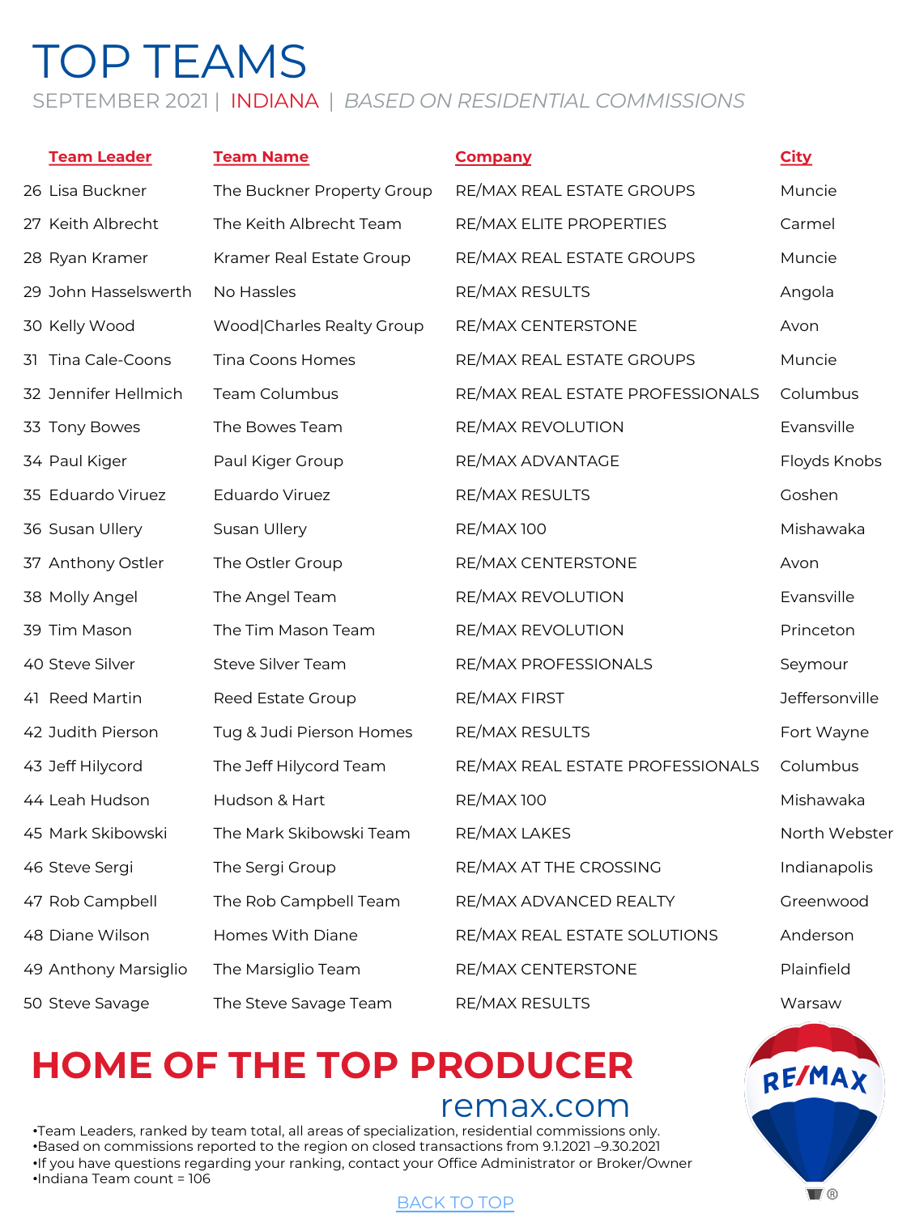# TOP TEAMS

SEPTEMBER 2021 | INDIANA | *BASED ON RESIDENTIAL COMMISSIONS*

| | Team Leader | Team Name | Company | City |
|---|---|---|---|---|
| 26 | Lisa Buckner | The Buckner Property Group | RE/MAX REAL ESTATE GROUPS | Muncie |
| 27 | Keith Albrecht | The Keith Albrecht Team | RE/MAX ELITE PROPERTIES | Carmel |
| 28 | Ryan Kramer | Kramer Real Estate Group | RE/MAX REAL ESTATE GROUPS | Muncie |
| 29 | John Hasselswerth | No Hassles | RE/MAX RESULTS | Angola |
| 30 | Kelly Wood | Wood\|Charles Realty Group | RE/MAX CENTERSTONE | Avon |
| 31 | Tina Cale-Coons | Tina Coons Homes | RE/MAX REAL ESTATE GROUPS | Muncie |
| 32 | Jennifer Hellmich | Team Columbus | RE/MAX REAL ESTATE PROFESSIONALS | Columbus |
| 33 | Tony Bowes | The Bowes Team | RE/MAX REVOLUTION | Evansville |
| 34 | Paul Kiger | Paul Kiger Group | RE/MAX ADVANTAGE | Floyds Knobs |
| 35 | Eduardo Viruez | Eduardo Viruez | RE/MAX RESULTS | Goshen |
| 36 | Susan Ullery | Susan Ullery | RE/MAX 100 | Mishawaka |
| 37 | Anthony Ostler | The Ostler Group | RE/MAX CENTERSTONE | Avon |
| 38 | Molly Angel | The Angel Team | RE/MAX REVOLUTION | Evansville |
| 39 | Tim Mason | The Tim Mason Team | RE/MAX REVOLUTION | Princeton |
| 40 | Steve Silver | Steve Silver Team | RE/MAX PROFESSIONALS | Seymour |
| 41 | Reed Martin | Reed Estate Group | RE/MAX FIRST | Jeffersonville |
| 42 | Judith Pierson | Tug & Judi Pierson Homes | RE/MAX RESULTS | Fort Wayne |
| 43 | Jeff Hilycord | The Jeff Hilycord Team | RE/MAX REAL ESTATE PROFESSIONALS | Columbus |
| 44 | Leah Hudson | Hudson & Hart | RE/MAX 100 | Mishawaka |
| 45 | Mark Skibowski | The Mark Skibowski Team | RE/MAX LAKES | North Webster |
| 46 | Steve Sergi | The Sergi Group | RE/MAX AT THE CROSSING | Indianapolis |
| 47 | Rob Campbell | The Rob Campbell Team | RE/MAX ADVANCED REALTY | Greenwood |
| 48 | Diane Wilson | Homes With Diane | RE/MAX REAL ESTATE SOLUTIONS | Anderson |
| 49 | Anthony Marsiglio | The Marsiglio Team | RE/MAX CENTERSTONE | Plainfield |
| 50 | Steve Savage | The Steve Savage Team | RE/MAX RESULTS | Warsaw |

**HOME OF THE TOP PRODUCER**

remax.com

- Team Leaders, ranked by team total, all areas of specialization, residential commissions only.
- Based on commissions reported to the region on closed transactions from 9.1.2021 –9.30.2021
- If you have questions regarding your ranking, contact your Office Administrator or Broker/Owner
- Indiana Team count = 106

BACK TO TOP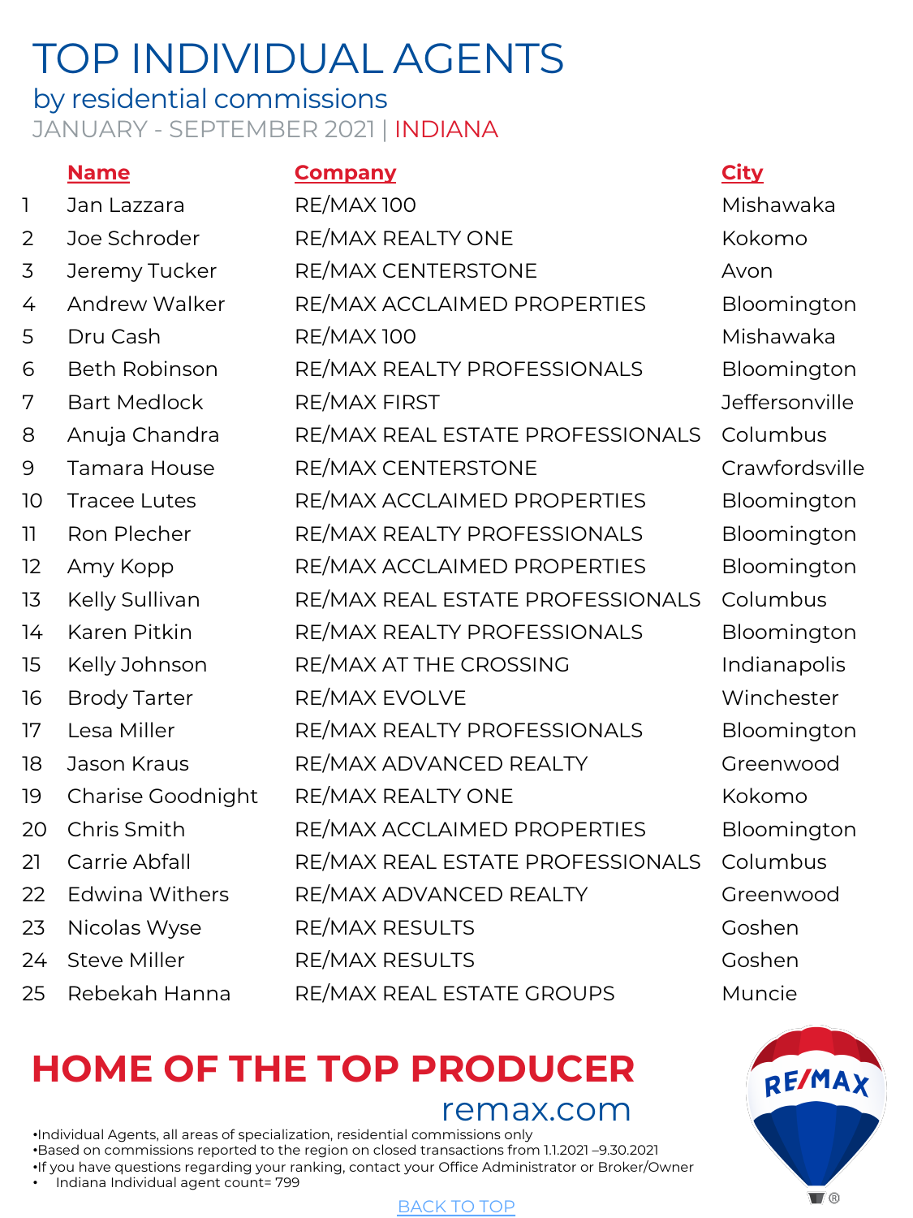# TOP INDIVIDUAL AGENTS

## by residential commissions

JANUARY - SEPTEMBER 2021 | INDIANA

| | Name | Company | City |
|---|---|---|---|
| 1 | Jan Lazzara | RE/MAX 100 | Mishawaka |
| 2 | Joe Schroder | RE/MAX REALTY ONE | Kokomo |
| 3 | Jeremy Tucker | RE/MAX CENTERSTONE | Avon |
| 4 | Andrew Walker | RE/MAX ACCLAIMED PROPERTIES | Bloomington |
| 5 | Dru Cash | RE/MAX 100 | Mishawaka |
| 6 | Beth Robinson | RE/MAX REALTY PROFESSIONALS | Bloomington |
| 7 | Bart Medlock | RE/MAX FIRST | Jeffersonville |
| 8 | Anuja Chandra | RE/MAX REAL ESTATE PROFESSIONALS | Columbus |
| 9 | Tamara House | RE/MAX CENTERSTONE | Crawfordsville |
| 10 | Tracee Lutes | RE/MAX ACCLAIMED PROPERTIES | Bloomington |
| 11 | Ron Plecher | RE/MAX REALTY PROFESSIONALS | Bloomington |
| 12 | Amy Kopp | RE/MAX ACCLAIMED PROPERTIES | Bloomington |
| 13 | Kelly Sullivan | RE/MAX REAL ESTATE PROFESSIONALS | Columbus |
| 14 | Karen Pitkin | RE/MAX REALTY PROFESSIONALS | Bloomington |
| 15 | Kelly Johnson | RE/MAX AT THE CROSSING | Indianapolis |
| 16 | Brody Tarter | RE/MAX EVOLVE | Winchester |
| 17 | Lesa Miller | RE/MAX REALTY PROFESSIONALS | Bloomington |
| 18 | Jason Kraus | RE/MAX ADVANCED REALTY | Greenwood |
| 19 | Charise Goodnight | RE/MAX REALTY ONE | Kokomo |
| 20 | Chris Smith | RE/MAX ACCLAIMED PROPERTIES | Bloomington |
| 21 | Carrie Abfall | RE/MAX REAL ESTATE PROFESSIONALS | Columbus |
| 22 | Edwina Withers | RE/MAX ADVANCED REALTY | Greenwood |
| 23 | Nicolas Wyse | RE/MAX RESULTS | Goshen |
| 24 | Steve Miller | RE/MAX RESULTS | Goshen |
| 25 | Rebekah Hanna | RE/MAX REAL ESTATE GROUPS | Muncie |

**HOME OF THE TOP PRODUCER**

remax.com

- Individual Agents, all areas of specialization, residential commissions only
- Based on commissions reported to the region on closed transactions from 1.1.2021 –9.30.2021
- If you have questions regarding your ranking, contact your Office Administrator or Broker/Owner
- Indiana Individual agent count= 799

BACK TO TOP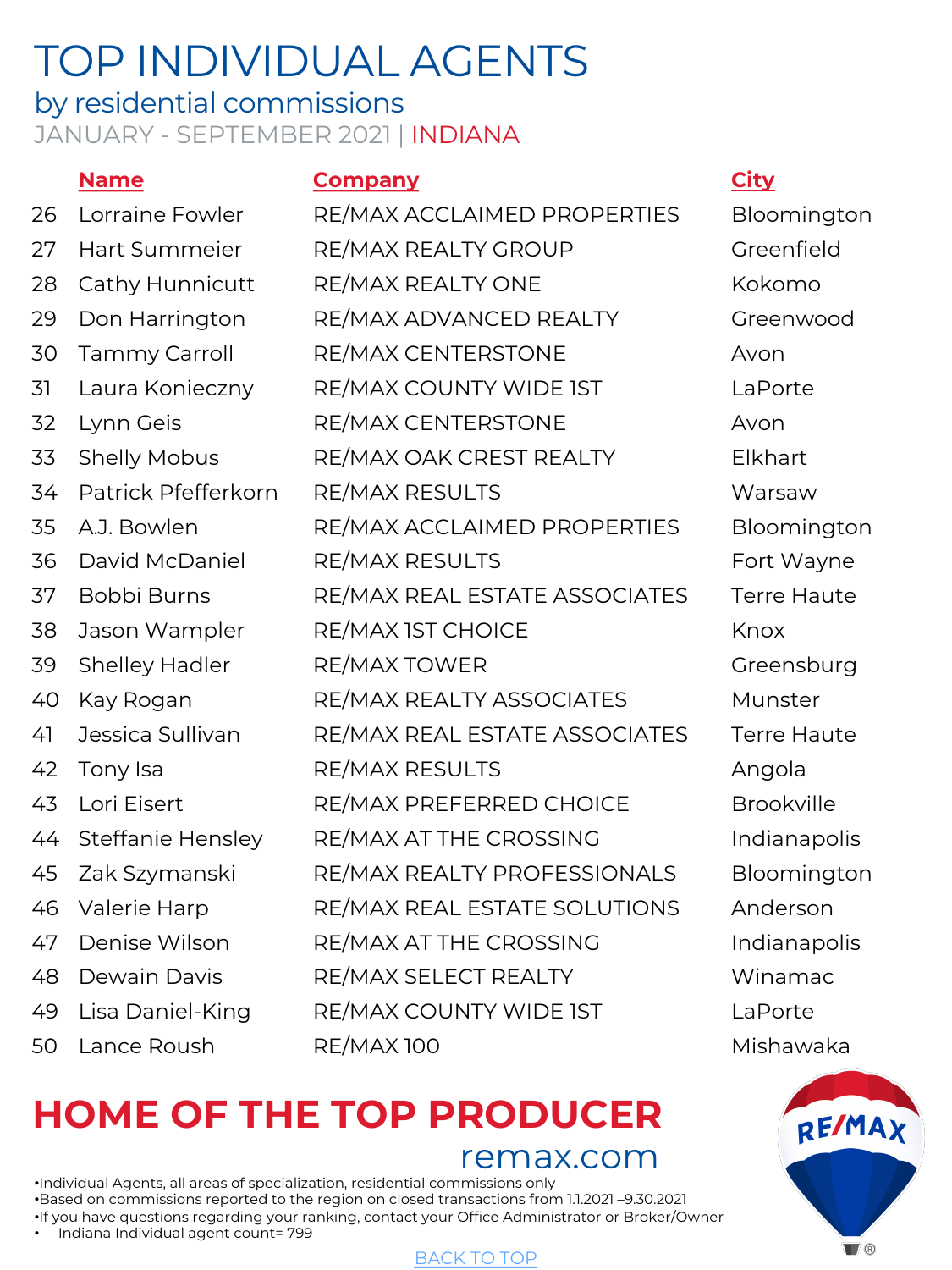# TOP INDIVIDUAL AGENTS

## by residential commissions

JANUARY - SEPTEMBER 2021 | INDIANA

| | Name | Company | City |
|---|---|---|---|
| 26 | Lorraine Fowler | RE/MAX ACCLAIMED PROPERTIES | Bloomington |
| 27 | Hart Summeier | RE/MAX REALTY GROUP | Greenfield |
| 28 | Cathy Hunnicutt | RE/MAX REALTY ONE | Kokomo |
| 29 | Don Harrington | RE/MAX ADVANCED REALTY | Greenwood |
| 30 | Tammy Carroll | RE/MAX CENTERSTONE | Avon |
| 31 | Laura Konieczny | RE/MAX COUNTY WIDE 1ST | LaPorte |
| 32 | Lynn Geis | RE/MAX CENTERSTONE | Avon |
| 33 | Shelly Mobus | RE/MAX OAK CREST REALTY | Elkhart |
| 34 | Patrick Pfefferkorn | RE/MAX RESULTS | Warsaw |
| 35 | A.J. Bowlen | RE/MAX ACCLAIMED PROPERTIES | Bloomington |
| 36 | David McDaniel | RE/MAX RESULTS | Fort Wayne |
| 37 | Bobbi Burns | RE/MAX REAL ESTATE ASSOCIATES | Terre Haute |
| 38 | Jason Wampler | RE/MAX 1ST CHOICE | Knox |
| 39 | Shelley Hadler | RE/MAX TOWER | Greensburg |
| 40 | Kay Rogan | RE/MAX REALTY ASSOCIATES | Munster |
| 41 | Jessica Sullivan | RE/MAX REAL ESTATE ASSOCIATES | Terre Haute |
| 42 | Tony Isa | RE/MAX RESULTS | Angola |
| 43 | Lori Eisert | RE/MAX PREFERRED CHOICE | Brookville |
| 44 | Steffanie Hensley | RE/MAX AT THE CROSSING | Indianapolis |
| 45 | Zak Szymanski | RE/MAX REALTY PROFESSIONALS | Bloomington |
| 46 | Valerie Harp | RE/MAX REAL ESTATE SOLUTIONS | Anderson |
| 47 | Denise Wilson | RE/MAX AT THE CROSSING | Indianapolis |
| 48 | Dewain Davis | RE/MAX SELECT REALTY | Winamac |
| 49 | Lisa Daniel-King | RE/MAX COUNTY WIDE 1ST | LaPorte |
| 50 | Lance Roush | RE/MAX 100 | Mishawaka |

**HOME OF THE TOP PRODUCER**

remax.com

- Individual Agents, all areas of specialization, residential commissions only
- Based on commissions reported to the region on closed transactions from 1.1.2021 –9.30.2021
- If you have questions regarding your ranking, contact your Office Administrator or Broker/Owner
- Indiana Individual agent count= 799

BACK TO TOP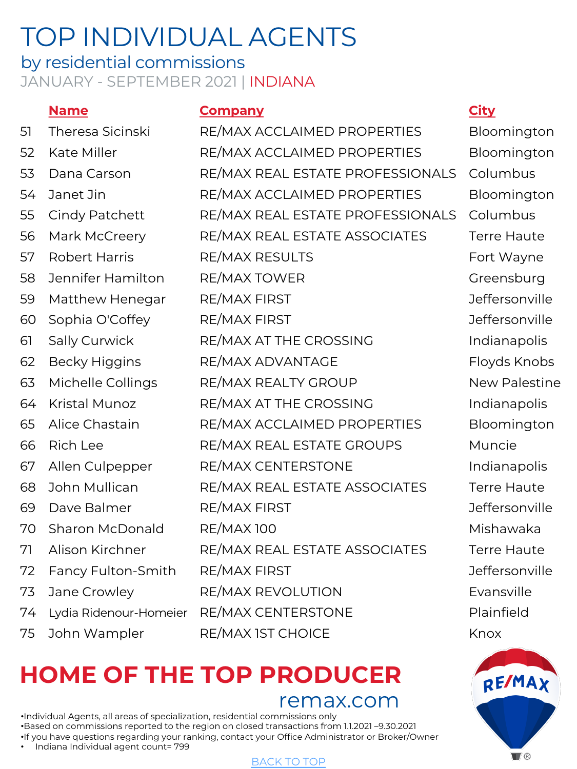# TOP INDIVIDUAL AGENTS

## by residential commissions

JANUARY - SEPTEMBER 2021 | INDIANA

| | Name | Company | City |
|---|---|---|---|
| 51 | Theresa Sicinski | RE/MAX ACCLAIMED PROPERTIES | Bloomington |
| 52 | Kate Miller | RE/MAX ACCLAIMED PROPERTIES | Bloomington |
| 53 | Dana Carson | RE/MAX REAL ESTATE PROFESSIONALS | Columbus |
| 54 | Janet Jin | RE/MAX ACCLAIMED PROPERTIES | Bloomington |
| 55 | Cindy Patchett | RE/MAX REAL ESTATE PROFESSIONALS | Columbus |
| 56 | Mark McCreery | RE/MAX REAL ESTATE ASSOCIATES | Terre Haute |
| 57 | Robert Harris | RE/MAX RESULTS | Fort Wayne |
| 58 | Jennifer Hamilton | RE/MAX TOWER | Greensburg |
| 59 | Matthew Henegar | RE/MAX FIRST | Jeffersonville |
| 60 | Sophia O'Coffey | RE/MAX FIRST | Jeffersonville |
| 61 | Sally Curwick | RE/MAX AT THE CROSSING | Indianapolis |
| 62 | Becky Higgins | RE/MAX ADVANTAGE | Floyds Knobs |
| 63 | Michelle Collings | RE/MAX REALTY GROUP | New Palestine |
| 64 | Kristal Munoz | RE/MAX AT THE CROSSING | Indianapolis |
| 65 | Alice Chastain | RE/MAX ACCLAIMED PROPERTIES | Bloomington |
| 66 | Rich Lee | RE/MAX REAL ESTATE GROUPS | Muncie |
| 67 | Allen Culpepper | RE/MAX CENTERSTONE | Indianapolis |
| 68 | John Mullican | RE/MAX REAL ESTATE ASSOCIATES | Terre Haute |
| 69 | Dave Balmer | RE/MAX FIRST | Jeffersonville |
| 70 | Sharon McDonald | RE/MAX 100 | Mishawaka |
| 71 | Alison Kirchner | RE/MAX REAL ESTATE ASSOCIATES | Terre Haute |
| 72 | Fancy Fulton-Smith | RE/MAX FIRST | Jeffersonville |
| 73 | Jane Crowley | RE/MAX REVOLUTION | Evansville |
| 74 | Lydia Ridenour-Homeier | RE/MAX CENTERSTONE | Plainfield |
| 75 | John Wampler | RE/MAX 1ST CHOICE | Knox |

## HOME OF THE TOP PRODUCER

remax.com

- Individual Agents, all areas of specialization, residential commissions only
- Based on commissions reported to the region on closed transactions from 1.1.2021 –9.30.2021
- If you have questions regarding your ranking, contact your Office Administrator or Broker/Owner
- Indiana Individual agent count= 799

BACK TO TOP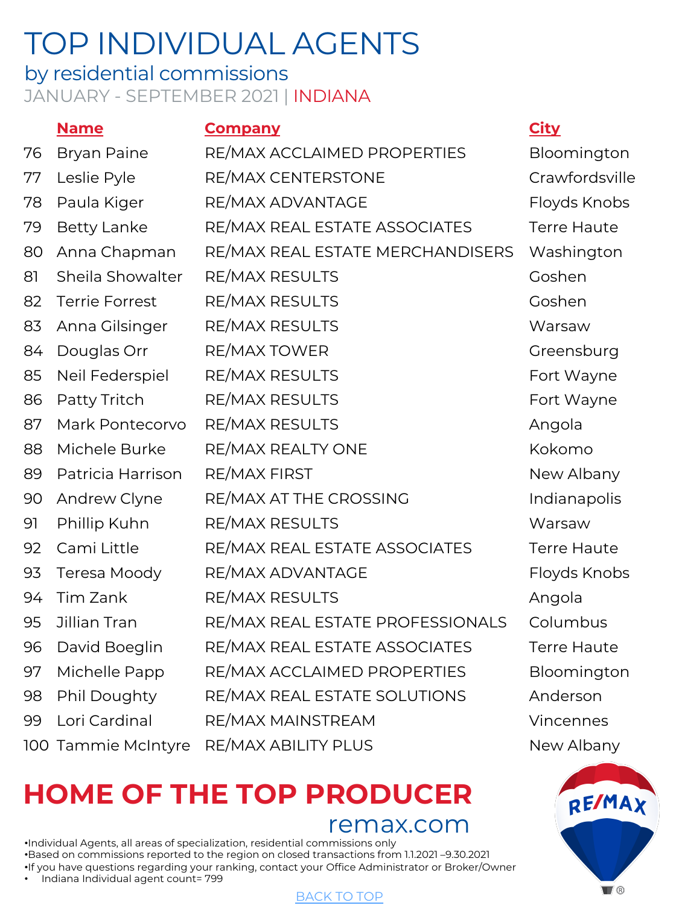# TOP INDIVIDUAL AGENTS

## by residential commissions

JANUARY - SEPTEMBER 2021 | INDIANA

| | Name | Company | City |
|---|---|---|---|
| 76 | Bryan Paine | RE/MAX ACCLAIMED PROPERTIES | Bloomington |
| 77 | Leslie Pyle | RE/MAX CENTERSTONE | Crawfordsville |
| 78 | Paula Kiger | RE/MAX ADVANTAGE | Floyds Knobs |
| 79 | Betty Lanke | RE/MAX REAL ESTATE ASSOCIATES | Terre Haute |
| 80 | Anna Chapman | RE/MAX REAL ESTATE MERCHANDISERS | Washington |
| 81 | Sheila Showalter | RE/MAX RESULTS | Goshen |
| 82 | Terrie Forrest | RE/MAX RESULTS | Goshen |
| 83 | Anna Gilsinger | RE/MAX RESULTS | Warsaw |
| 84 | Douglas Orr | RE/MAX TOWER | Greensburg |
| 85 | Neil Federspiel | RE/MAX RESULTS | Fort Wayne |
| 86 | Patty Tritch | RE/MAX RESULTS | Fort Wayne |
| 87 | Mark Pontecorvo | RE/MAX RESULTS | Angola |
| 88 | Michele Burke | RE/MAX REALTY ONE | Kokomo |
| 89 | Patricia Harrison | RE/MAX FIRST | New Albany |
| 90 | Andrew Clyne | RE/MAX AT THE CROSSING | Indianapolis |
| 91 | Phillip Kuhn | RE/MAX RESULTS | Warsaw |
| 92 | Cami Little | RE/MAX REAL ESTATE ASSOCIATES | Terre Haute |
| 93 | Teresa Moody | RE/MAX ADVANTAGE | Floyds Knobs |
| 94 | Tim Zank | RE/MAX RESULTS | Angola |
| 95 | Jillian Tran | RE/MAX REAL ESTATE PROFESSIONALS | Columbus |
| 96 | David Boeglin | RE/MAX REAL ESTATE ASSOCIATES | Terre Haute |
| 97 | Michelle Papp | RE/MAX ACCLAIMED PROPERTIES | Bloomington |
| 98 | Phil Doughty | RE/MAX REAL ESTATE SOLUTIONS | Anderson |
| 99 | Lori Cardinal | RE/MAX MAINSTREAM | Vincennes |
| 100 | Tammie McIntyre | RE/MAX ABILITY PLUS | New Albany |

**HOME OF THE TOP PRODUCER**

remax.com

- Individual Agents, all areas of specialization, residential commissions only
- Based on commissions reported to the region on closed transactions from 1.1.2021 –9.30.2021
- If you have questions regarding your ranking, contact your Office Administrator or Broker/Owner
- Indiana Individual agent count= 799

BACK TO TOP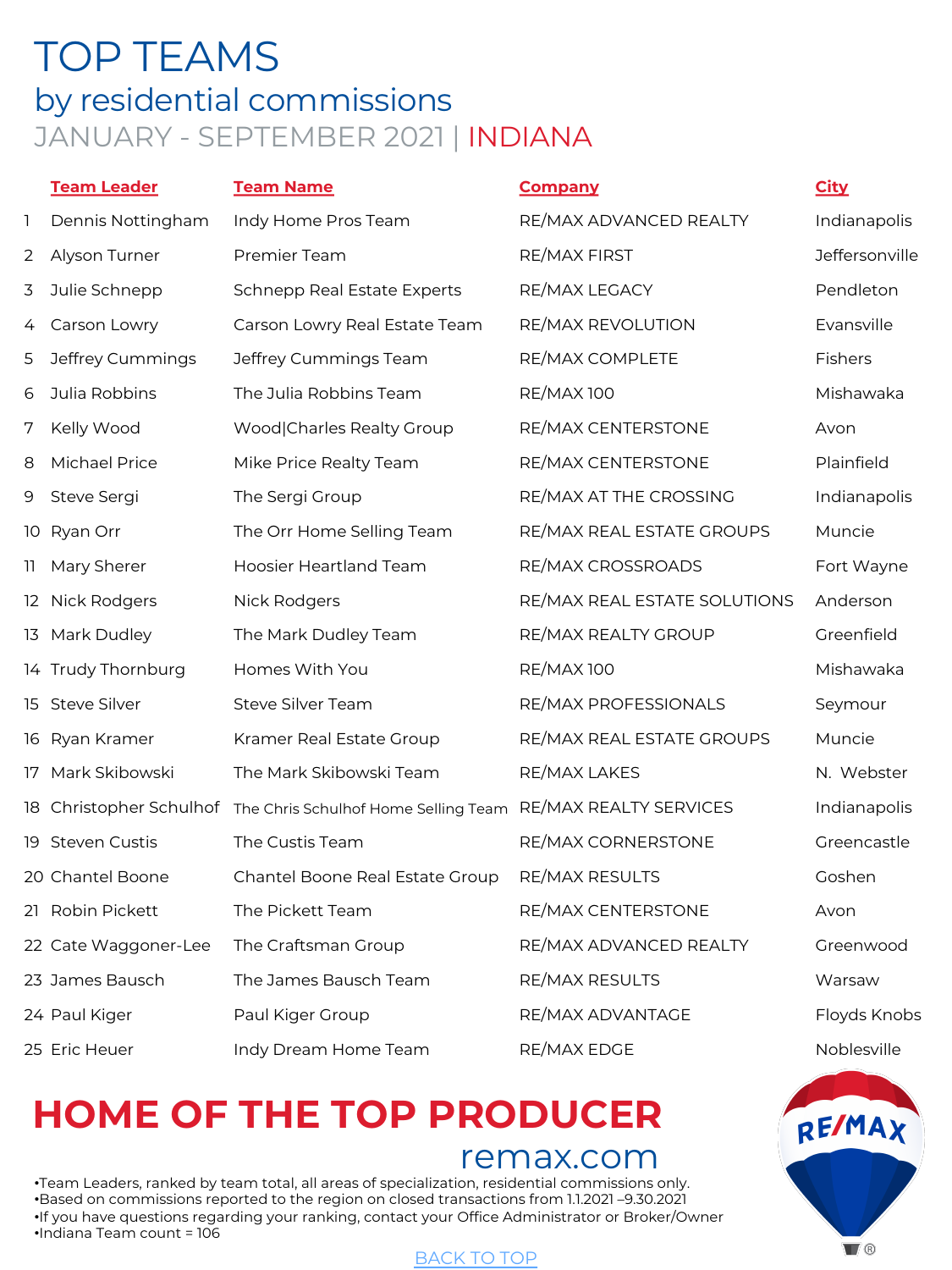# TOP TEAMS

## by residential commissions

### JANUARY - SEPTEMBER 2021 | INDIANA

| | Team Leader | Team Name | Company | City |
|---|---|---|---|---|
| 1 | Dennis Nottingham | Indy Home Pros Team | RE/MAX ADVANCED REALTY | Indianapolis |
| 2 | Alyson Turner | Premier Team | RE/MAX FIRST | Jeffersonville |
| 3 | Julie Schnepp | Schnepp Real Estate Experts | RE/MAX LEGACY | Pendleton |
| 4 | Carson Lowry | Carson Lowry Real Estate Team | RE/MAX REVOLUTION | Evansville |
| 5 | Jeffrey Cummings | Jeffrey Cummings Team | RE/MAX COMPLETE | Fishers |
| 6 | Julia Robbins | The Julia Robbins Team | RE/MAX 100 | Mishawaka |
| 7 | Kelly Wood | Wood\|Charles Realty Group | RE/MAX CENTERSTONE | Avon |
| 8 | Michael Price | Mike Price Realty Team | RE/MAX CENTERSTONE | Plainfield |
| 9 | Steve Sergi | The Sergi Group | RE/MAX AT THE CROSSING | Indianapolis |
| 10 | Ryan Orr | The Orr Home Selling Team | RE/MAX REAL ESTATE GROUPS | Muncie |
| 11 | Mary Sherer | Hoosier Heartland Team | RE/MAX CROSSROADS | Fort Wayne |
| 12 | Nick Rodgers | Nick Rodgers | RE/MAX REAL ESTATE SOLUTIONS | Anderson |
| 13 | Mark Dudley | The Mark Dudley Team | RE/MAX REALTY GROUP | Greenfield |
| 14 | Trudy Thornburg | Homes With You | RE/MAX 100 | Mishawaka |
| 15 | Steve Silver | Steve Silver Team | RE/MAX PROFESSIONALS | Seymour |
| 16 | Ryan Kramer | Kramer Real Estate Group | RE/MAX REAL ESTATE GROUPS | Muncie |
| 17 | Mark Skibowski | The Mark Skibowski Team | RE/MAX LAKES | N. Webster |
| 18 | Christopher Schulhof | The Chris Schulhof Home Selling Team | RE/MAX REALTY SERVICES | Indianapolis |
| 19 | Steven Custis | The Custis Team | RE/MAX CORNERSTONE | Greencastle |
| 20 | Chantel Boone | Chantel Boone Real Estate Group | RE/MAX RESULTS | Goshen |
| 21 | Robin Pickett | The Pickett Team | RE/MAX CENTERSTONE | Avon |
| 22 | Cate Waggoner-Lee | The Craftsman Group | RE/MAX ADVANCED REALTY | Greenwood |
| 23 | James Bausch | The James Bausch Team | RE/MAX RESULTS | Warsaw |
| 24 | Paul Kiger | Paul Kiger Group | RE/MAX ADVANTAGE | Floyds Knobs |
| 25 | Eric Heuer | Indy Dream Home Team | RE/MAX EDGE | Noblesville |

**HOME OF THE TOP PRODUCER**

remax.com

- Team Leaders, ranked by team total, all areas of specialization, residential commissions only.
- Based on commissions reported to the region on closed transactions from 1.1.2021 –9.30.2021
- If you have questions regarding your ranking, contact your Office Administrator or Broker/Owner
- Indiana Team count = 106

BACK TO TOP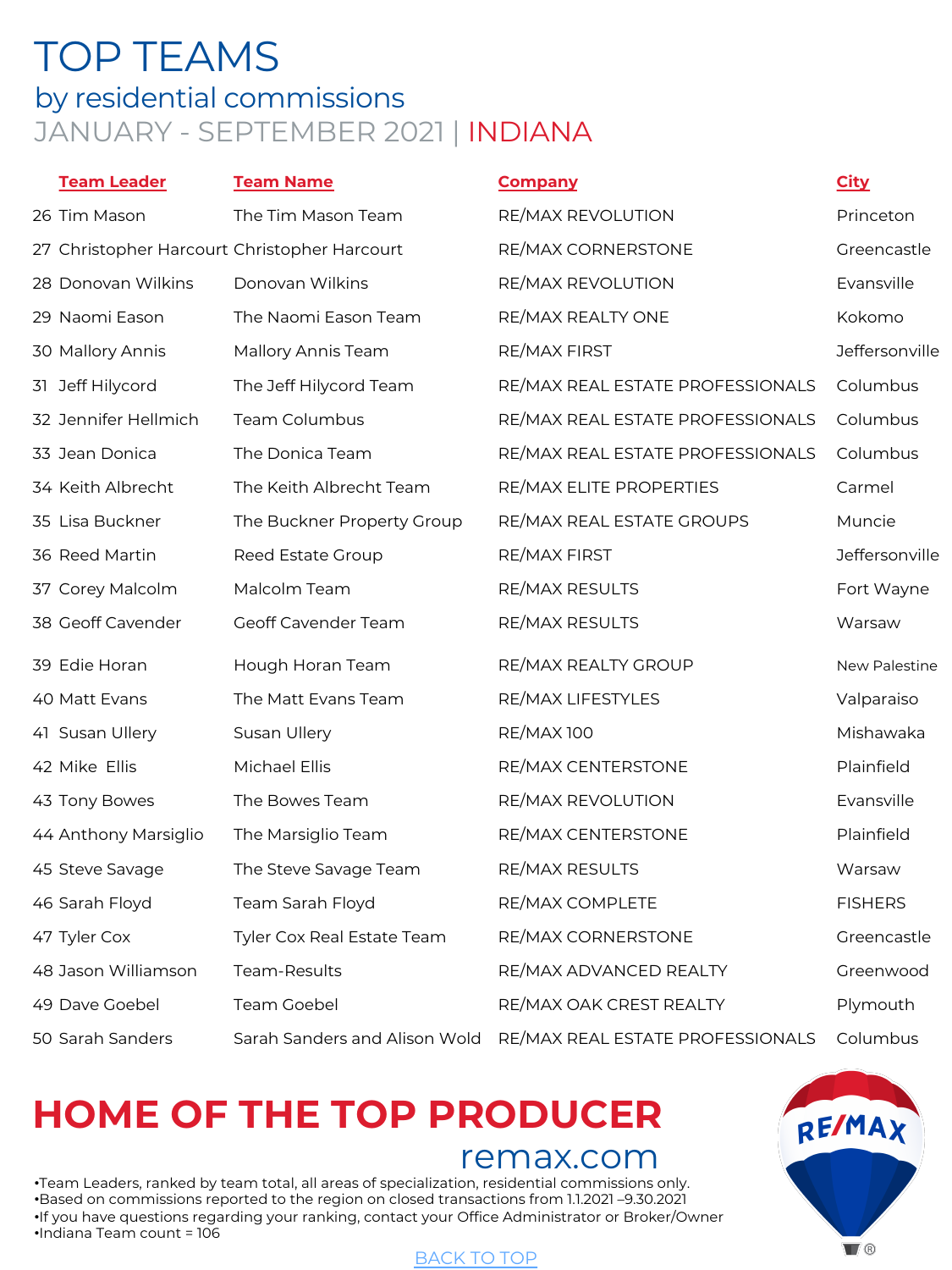# TOP TEAMS

## by residential commissions

### JANUARY - SEPTEMBER 2021 | INDIANA

| | Team Leader | Team Name | Company | City |
|---|---|---|---|---|
| 26 | Tim Mason | The Tim Mason Team | RE/MAX REVOLUTION | Princeton |
| 27 | Christopher Harcourt | Christopher Harcourt | RE/MAX CORNERSTONE | Greencastle |
| 28 | Donovan Wilkins | Donovan Wilkins | RE/MAX REVOLUTION | Evansville |
| 29 | Naomi Eason | The Naomi Eason Team | RE/MAX REALTY ONE | Kokomo |
| 30 | Mallory Annis | Mallory Annis Team | RE/MAX FIRST | Jeffersonville |
| 31 | Jeff Hilycord | The Jeff Hilycord Team | RE/MAX REAL ESTATE PROFESSIONALS | Columbus |
| 32 | Jennifer Hellmich | Team Columbus | RE/MAX REAL ESTATE PROFESSIONALS | Columbus |
| 33 | Jean Donica | The Donica Team | RE/MAX REAL ESTATE PROFESSIONALS | Columbus |
| 34 | Keith Albrecht | The Keith Albrecht Team | RE/MAX ELITE PROPERTIES | Carmel |
| 35 | Lisa Buckner | The Buckner Property Group | RE/MAX REAL ESTATE GROUPS | Muncie |
| 36 | Reed Martin | Reed Estate Group | RE/MAX FIRST | Jeffersonville |
| 37 | Corey Malcolm | Malcolm Team | RE/MAX RESULTS | Fort Wayne |
| 38 | Geoff Cavender | Geoff Cavender Team | RE/MAX RESULTS | Warsaw |
| 39 | Edie Horan | Hough Horan Team | RE/MAX REALTY GROUP | New Palestine |
| 40 | Matt Evans | The Matt Evans Team | RE/MAX LIFESTYLES | Valparaiso |
| 41 | Susan Ullery | Susan Ullery | RE/MAX 100 | Mishawaka |
| 42 | Mike Ellis | Michael Ellis | RE/MAX CENTERSTONE | Plainfield |
| 43 | Tony Bowes | The Bowes Team | RE/MAX REVOLUTION | Evansville |
| 44 | Anthony Marsiglio | The Marsiglio Team | RE/MAX CENTERSTONE | Plainfield |
| 45 | Steve Savage | The Steve Savage Team | RE/MAX RESULTS | Warsaw |
| 46 | Sarah Floyd | Team Sarah Floyd | RE/MAX COMPLETE | FISHERS |
| 47 | Tyler Cox | Tyler Cox Real Estate Team | RE/MAX CORNERSTONE | Greencastle |
| 48 | Jason Williamson | Team-Results | RE/MAX ADVANCED REALTY | Greenwood |
| 49 | Dave Goebel | Team Goebel | RE/MAX OAK CREST REALTY | Plymouth |
| 50 | Sarah Sanders | Sarah Sanders and Alison Wold | RE/MAX REAL ESTATE PROFESSIONALS | Columbus |

**HOME OF THE TOP PRODUCER**

remax.com

- Team Leaders, ranked by team total, all areas of specialization, residential commissions only.
- Based on commissions reported to the region on closed transactions from 1.1.2021 –9.30.2021
- If you have questions regarding your ranking, contact your Office Administrator or Broker/Owner
- Indiana Team count = 106

RE/MAX

BACK TO TOP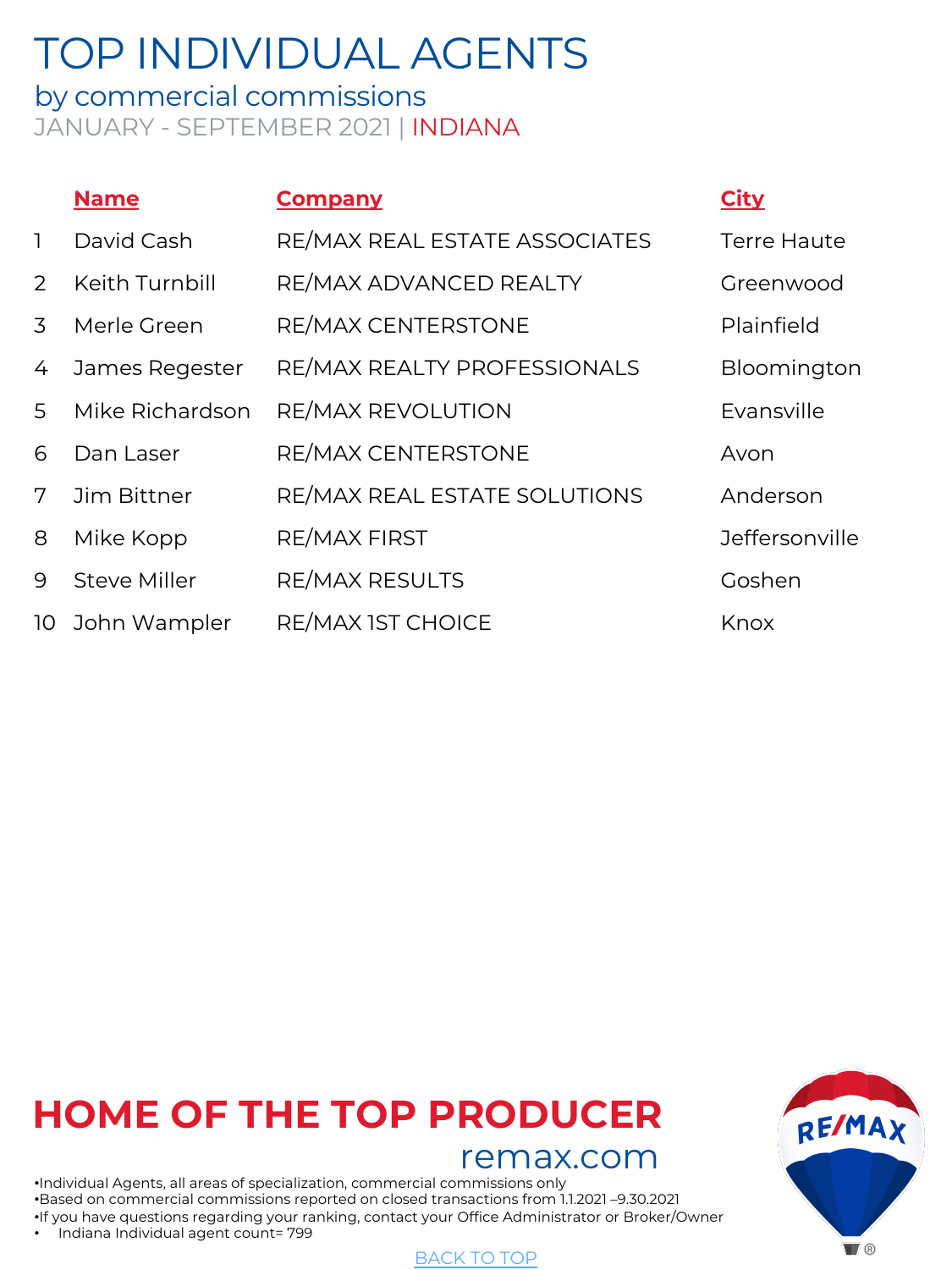# TOP INDIVIDUAL AGENTS

## by commercial commissions

JANUARY - SEPTEMBER 2021 | INDIANA

| | Name | Company | City |
|---|---|---|---|
| 1 | David Cash | RE/MAX REAL ESTATE ASSOCIATES | Terre Haute |
| 2 | Keith Turnbill | RE/MAX ADVANCED REALTY | Greenwood |
| 3 | Merle Green | RE/MAX CENTERSTONE | Plainfield |
| 4 | James Regester | RE/MAX REALTY PROFESSIONALS | Bloomington |
| 5 | Mike Richardson | RE/MAX REVOLUTION | Evansville |
| 6 | Dan Laser | RE/MAX CENTERSTONE | Avon |
| 7 | Jim Bittner | RE/MAX REAL ESTATE SOLUTIONS | Anderson |
| 8 | Mike Kopp | RE/MAX FIRST | Jeffersonville |
| 9 | Steve Miller | RE/MAX RESULTS | Goshen |
| 10 | John Wampler | RE/MAX 1ST CHOICE | Knox |

**HOME OF THE TOP PRODUCER**

remax.com

- Individual Agents, all areas of specialization, commercial commissions only
- Based on commercial commissions reported on closed transactions from 1.1.2021 –9.30.2021
- If you have questions regarding your ranking, contact your Office Administrator or Broker/Owner
- Indiana Individual agent count= 799

BACK TO TOP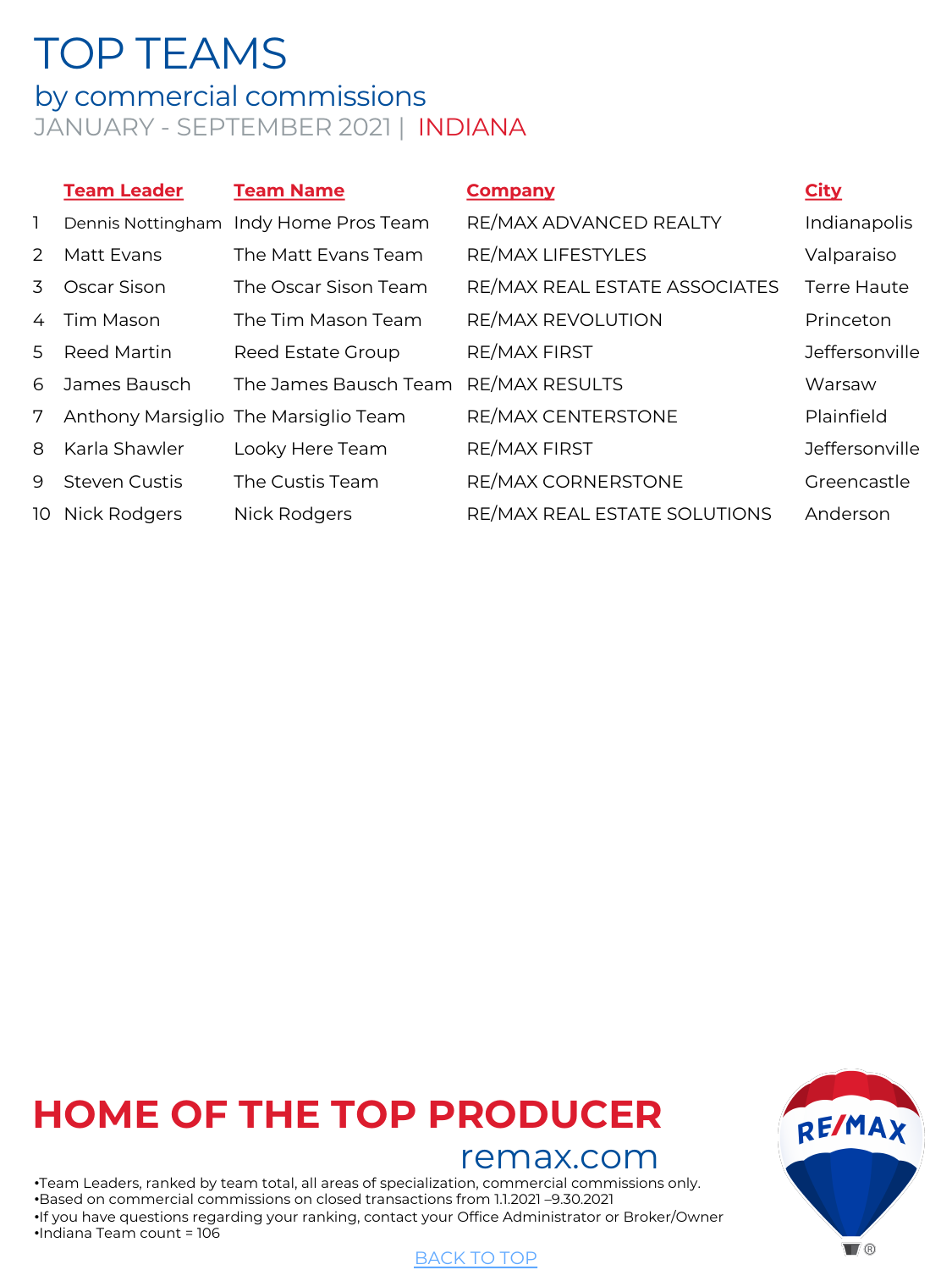# TOP TEAMS

## by commercial commissions

JANUARY - SEPTEMBER 2021 | INDIANA

| | Team Leader | Team Name | Company | City |
|---|---|---|---|---|
| 1 | Dennis Nottingham | Indy Home Pros Team | RE/MAX ADVANCED REALTY | Indianapolis |
| 2 | Matt Evans | The Matt Evans Team | RE/MAX LIFESTYLES | Valparaiso |
| 3 | Oscar Sison | The Oscar Sison Team | RE/MAX REAL ESTATE ASSOCIATES | Terre Haute |
| 4 | Tim Mason | The Tim Mason Team | RE/MAX REVOLUTION | Princeton |
| 5 | Reed Martin | Reed Estate Group | RE/MAX FIRST | Jeffersonville |
| 6 | James Bausch | The James Bausch Team | RE/MAX RESULTS | Warsaw |
| 7 | Anthony Marsiglio | The Marsiglio Team | RE/MAX CENTERSTONE | Plainfield |
| 8 | Karla Shawler | Looky Here Team | RE/MAX FIRST | Jeffersonville |
| 9 | Steven Custis | The Custis Team | RE/MAX CORNERSTONE | Greencastle |
| 10 | Nick Rodgers | Nick Rodgers | RE/MAX REAL ESTATE SOLUTIONS | Anderson |

**HOME OF THE TOP PRODUCER**

remax.com

•Team Leaders, ranked by team total, all areas of specialization, commercial commissions only.
•Based on commercial commissions on closed transactions from 1.1.2021 –9.30.2021
•If you have questions regarding your ranking, contact your Office Administrator or Broker/Owner
•Indiana Team count = 106

BACK TO TOP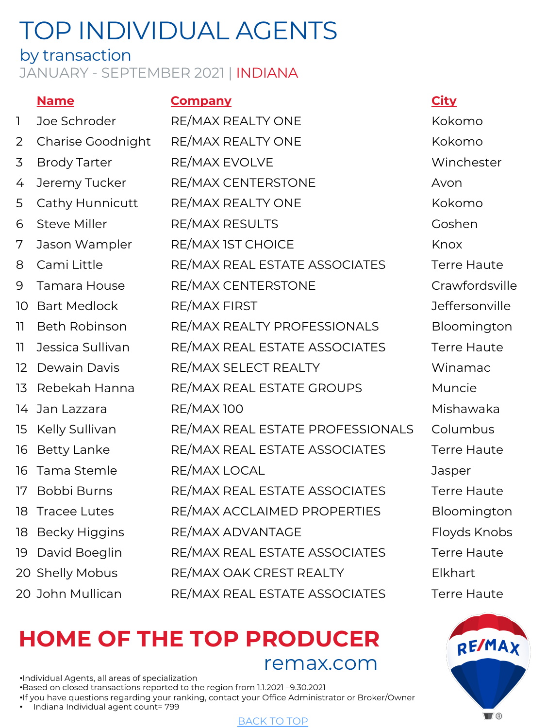# TOP INDIVIDUAL AGENTS

## by transaction

JANUARY - SEPTEMBER 2021 | INDIANA

| | Name | Company | City |
|---|---|---|---|
| 1 | Joe Schroder | RE/MAX REALTY ONE | Kokomo |
| 2 | Charise Goodnight | RE/MAX REALTY ONE | Kokomo |
| 3 | Brody Tarter | RE/MAX EVOLVE | Winchester |
| 4 | Jeremy Tucker | RE/MAX CENTERSTONE | Avon |
| 5 | Cathy Hunnicutt | RE/MAX REALTY ONE | Kokomo |
| 6 | Steve Miller | RE/MAX RESULTS | Goshen |
| 7 | Jason Wampler | RE/MAX 1ST CHOICE | Knox |
| 8 | Cami Little | RE/MAX REAL ESTATE ASSOCIATES | Terre Haute |
| 9 | Tamara House | RE/MAX CENTERSTONE | Crawfordsville |
| 10 | Bart Medlock | RE/MAX FIRST | Jeffersonville |
| 11 | Beth Robinson | RE/MAX REALTY PROFESSIONALS | Bloomington |
| 11 | Jessica Sullivan | RE/MAX REAL ESTATE ASSOCIATES | Terre Haute |
| 12 | Dewain Davis | RE/MAX SELECT REALTY | Winamac |
| 13 | Rebekah Hanna | RE/MAX REAL ESTATE GROUPS | Muncie |
| 14 | Jan Lazzara | RE/MAX 100 | Mishawaka |
| 15 | Kelly Sullivan | RE/MAX REAL ESTATE PROFESSIONALS | Columbus |
| 16 | Betty Lanke | RE/MAX REAL ESTATE ASSOCIATES | Terre Haute |
| 16 | Tama Stemle | RE/MAX LOCAL | Jasper |
| 17 | Bobbi Burns | RE/MAX REAL ESTATE ASSOCIATES | Terre Haute |
| 18 | Tracee Lutes | RE/MAX ACCLAIMED PROPERTIES | Bloomington |
| 18 | Becky Higgins | RE/MAX ADVANTAGE | Floyds Knobs |
| 19 | David Boeglin | RE/MAX REAL ESTATE ASSOCIATES | Terre Haute |
| 20 | Shelly Mobus | RE/MAX OAK CREST REALTY | Elkhart |
| 20 | John Mullican | RE/MAX REAL ESTATE ASSOCIATES | Terre Haute |

**HOME OF THE TOP PRODUCER**

remax.com

- Individual Agents, all areas of specialization
- Based on closed transactions reported to the region from 1.1.2021 –9.30.2021
- If you have questions regarding your ranking, contact your Office Administrator or Broker/Owner
- Indiana Individual agent count= 799

BACK TO TOP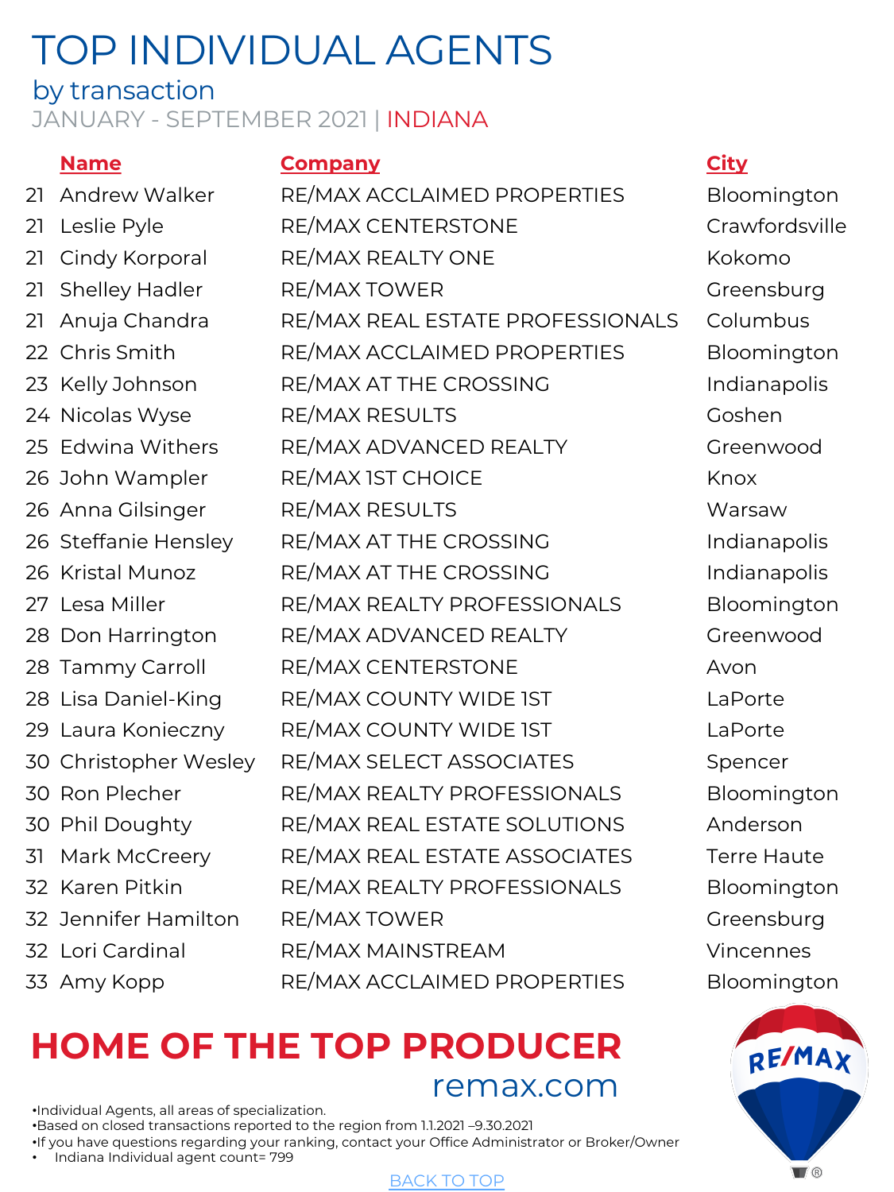# TOP INDIVIDUAL AGENTS

## by transaction

JANUARY - SEPTEMBER 2021 | INDIANA

| | Name | Company | City |
|---|---|---|---|
| 21 | Andrew Walker | RE/MAX ACCLAIMED PROPERTIES | Bloomington |
| 21 | Leslie Pyle | RE/MAX CENTERSTONE | Crawfordsville |
| 21 | Cindy Korporal | RE/MAX REALTY ONE | Kokomo |
| 21 | Shelley Hadler | RE/MAX TOWER | Greensburg |
| 21 | Anuja Chandra | RE/MAX REAL ESTATE PROFESSIONALS | Columbus |
| 22 | Chris Smith | RE/MAX ACCLAIMED PROPERTIES | Bloomington |
| 23 | Kelly Johnson | RE/MAX AT THE CROSSING | Indianapolis |
| 24 | Nicolas Wyse | RE/MAX RESULTS | Goshen |
| 25 | Edwina Withers | RE/MAX ADVANCED REALTY | Greenwood |
| 26 | John Wampler | RE/MAX 1ST CHOICE | Knox |
| 26 | Anna Gilsinger | RE/MAX RESULTS | Warsaw |
| 26 | Steffanie Hensley | RE/MAX AT THE CROSSING | Indianapolis |
| 26 | Kristal Munoz | RE/MAX AT THE CROSSING | Indianapolis |
| 27 | Lesa Miller | RE/MAX REALTY PROFESSIONALS | Bloomington |
| 28 | Don Harrington | RE/MAX ADVANCED REALTY | Greenwood |
| 28 | Tammy Carroll | RE/MAX CENTERSTONE | Avon |
| 28 | Lisa Daniel-King | RE/MAX COUNTY WIDE 1ST | LaPorte |
| 29 | Laura Konieczny | RE/MAX COUNTY WIDE 1ST | LaPorte |
| 30 | Christopher Wesley | RE/MAX SELECT ASSOCIATES | Spencer |
| 30 | Ron Plecher | RE/MAX REALTY PROFESSIONALS | Bloomington |
| 30 | Phil Doughty | RE/MAX REAL ESTATE SOLUTIONS | Anderson |
| 31 | Mark McCreery | RE/MAX REAL ESTATE ASSOCIATES | Terre Haute |
| 32 | Karen Pitkin | RE/MAX REALTY PROFESSIONALS | Bloomington |
| 32 | Jennifer Hamilton | RE/MAX TOWER | Greensburg |
| 32 | Lori Cardinal | RE/MAX MAINSTREAM | Vincennes |
| 33 | Amy Kopp | RE/MAX ACCLAIMED PROPERTIES | Bloomington |

**HOME OF THE TOP PRODUCER**

remax.com

- Individual Agents, all areas of specialization.
- Based on closed transactions reported to the region from 1.1.2021 –9.30.2021
- If you have questions regarding your ranking, contact your Office Administrator or Broker/Owner
- Indiana Individual agent count= 799

BACK TO TOP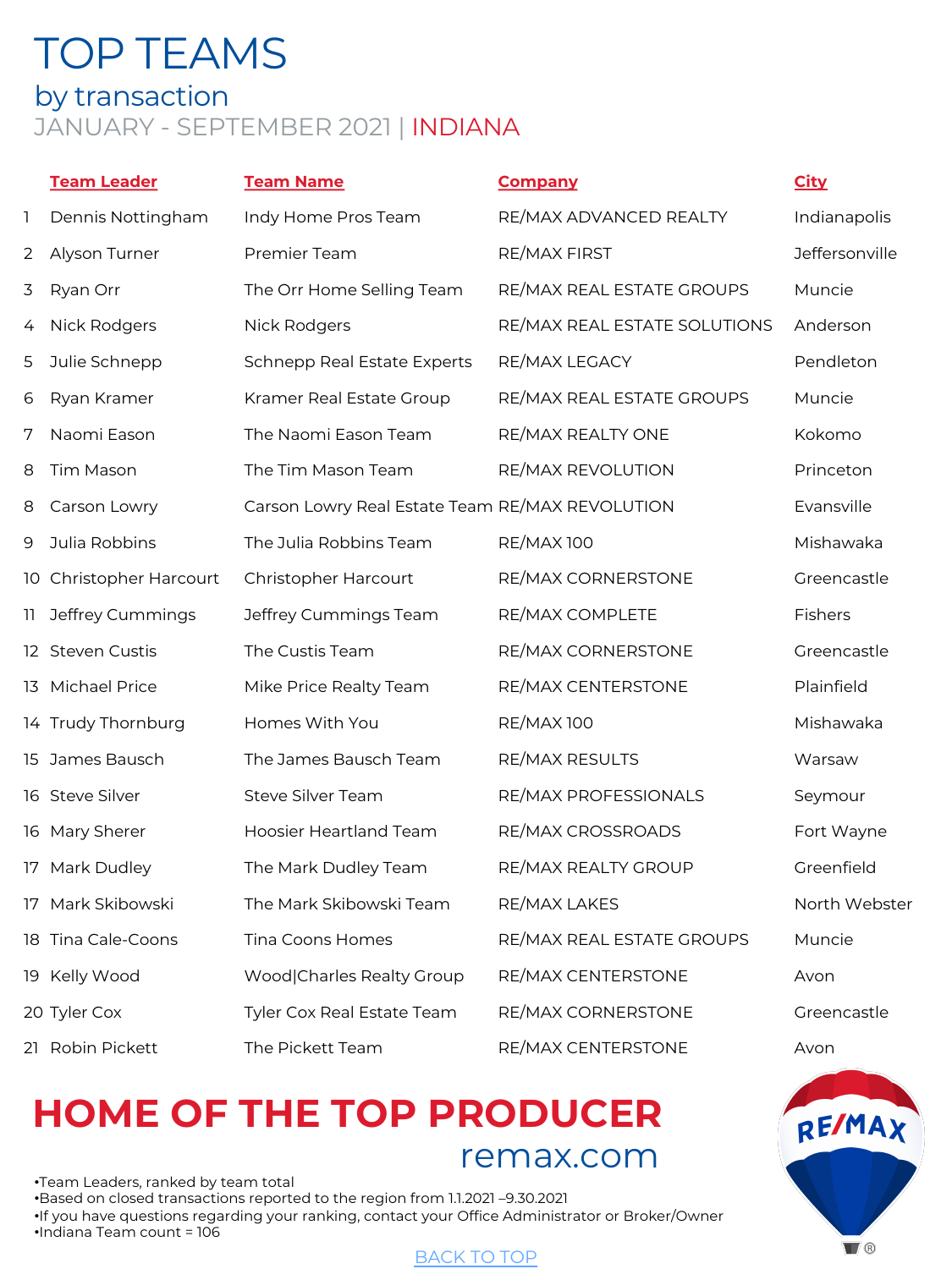# TOP TEAMS

## by transaction

JANUARY - SEPTEMBER 2021 | INDIANA

| | Team Leader | Team Name | Company | City |
|---|---|---|---|---|
| 1 | Dennis Nottingham | Indy Home Pros Team | RE/MAX ADVANCED REALTY | Indianapolis |
| 2 | Alyson Turner | Premier Team | RE/MAX FIRST | Jeffersonville |
| 3 | Ryan Orr | The Orr Home Selling Team | RE/MAX REAL ESTATE GROUPS | Muncie |
| 4 | Nick Rodgers | Nick Rodgers | RE/MAX REAL ESTATE SOLUTIONS | Anderson |
| 5 | Julie Schnepp | Schnepp Real Estate Experts | RE/MAX LEGACY | Pendleton |
| 6 | Ryan Kramer | Kramer Real Estate Group | RE/MAX REAL ESTATE GROUPS | Muncie |
| 7 | Naomi Eason | The Naomi Eason Team | RE/MAX REALTY ONE | Kokomo |
| 8 | Tim Mason | The Tim Mason Team | RE/MAX REVOLUTION | Princeton |
| 8 | Carson Lowry | Carson Lowry Real Estate Team | RE/MAX REVOLUTION | Evansville |
| 9 | Julia Robbins | The Julia Robbins Team | RE/MAX 100 | Mishawaka |
| 10 | Christopher Harcourt | Christopher Harcourt | RE/MAX CORNERSTONE | Greencastle |
| 11 | Jeffrey Cummings | Jeffrey Cummings Team | RE/MAX COMPLETE | Fishers |
| 12 | Steven Custis | The Custis Team | RE/MAX CORNERSTONE | Greencastle |
| 13 | Michael Price | Mike Price Realty Team | RE/MAX CENTERSTONE | Plainfield |
| 14 | Trudy Thornburg | Homes With You | RE/MAX 100 | Mishawaka |
| 15 | James Bausch | The James Bausch Team | RE/MAX RESULTS | Warsaw |
| 16 | Steve Silver | Steve Silver Team | RE/MAX PROFESSIONALS | Seymour |
| 16 | Mary Sherer | Hoosier Heartland Team | RE/MAX CROSSROADS | Fort Wayne |
| 17 | Mark Dudley | The Mark Dudley Team | RE/MAX REALTY GROUP | Greenfield |
| 17 | Mark Skibowski | The Mark Skibowski Team | RE/MAX LAKES | North Webster |
| 18 | Tina Cale-Coons | Tina Coons Homes | RE/MAX REAL ESTATE GROUPS | Muncie |
| 19 | Kelly Wood | Wood\|Charles Realty Group | RE/MAX CENTERSTONE | Avon |
| 20 | Tyler Cox | Tyler Cox Real Estate Team | RE/MAX CORNERSTONE | Greencastle |
| 21 | Robin Pickett | The Pickett Team | RE/MAX CENTERSTONE | Avon |

**HOME OF THE TOP PRODUCER**

remax.com

- Team Leaders, ranked by team total
- Based on closed transactions reported to the region from 1.1.2021 –9.30.2021
- If you have questions regarding your ranking, contact your Office Administrator or Broker/Owner
- Indiana Team count = 106

BACK TO TOP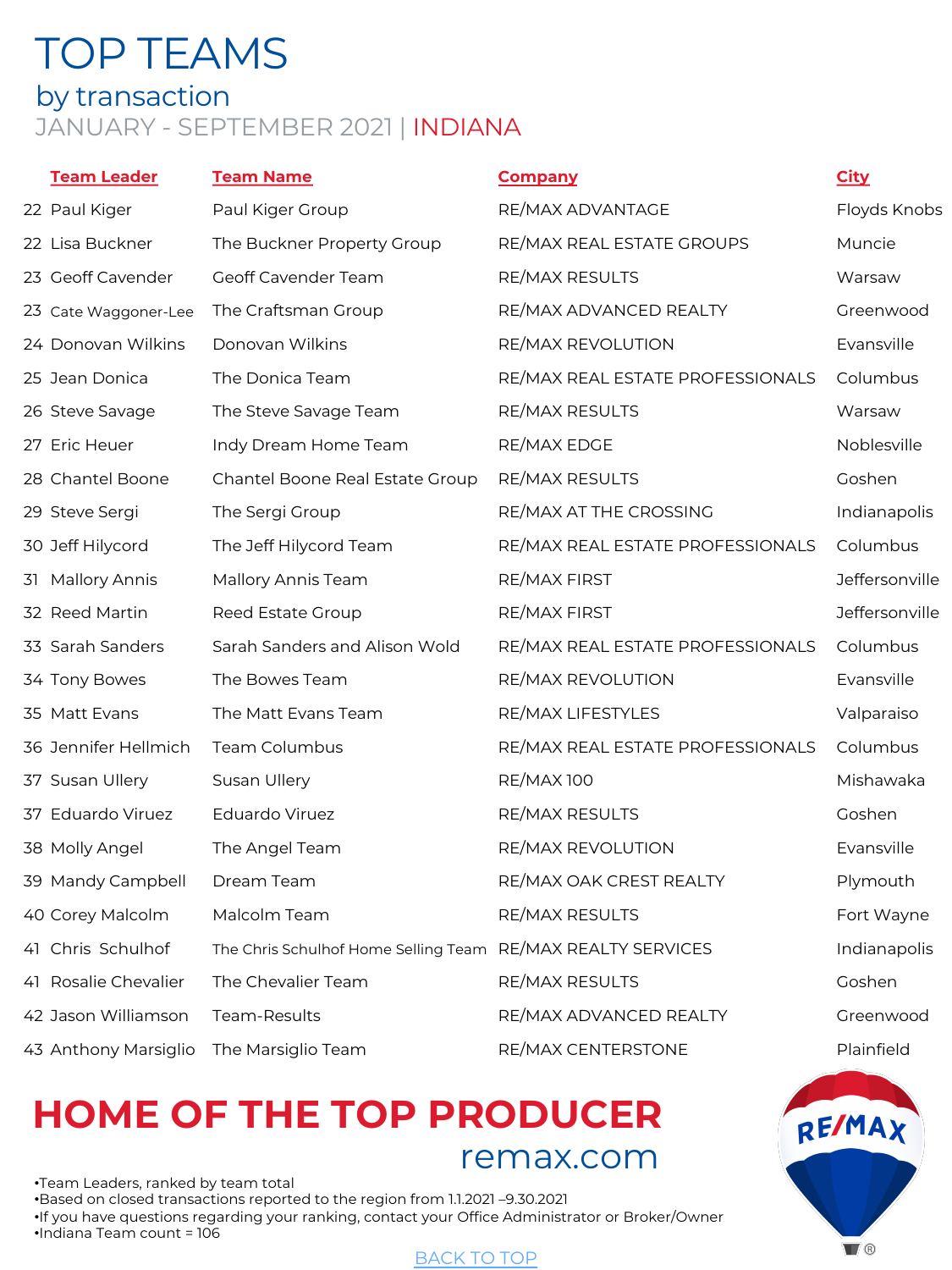# TOP TEAMS

## by transaction

### JANUARY - SEPTEMBER 2021 | INDIANA

| | Team Leader | Team Name | Company | City |
|---|---|---|---|---|
| 22 | Paul Kiger | Paul Kiger Group | RE/MAX ADVANTAGE | Floyds Knobs |
| 22 | Lisa Buckner | The Buckner Property Group | RE/MAX REAL ESTATE GROUPS | Muncie |
| 23 | Geoff Cavender | Geoff Cavender Team | RE/MAX RESULTS | Warsaw |
| 23 | Cate Waggoner-Lee | The Craftsman Group | RE/MAX ADVANCED REALTY | Greenwood |
| 24 | Donovan Wilkins | Donovan Wilkins | RE/MAX REVOLUTION | Evansville |
| 25 | Jean Donica | The Donica Team | RE/MAX REAL ESTATE PROFESSIONALS | Columbus |
| 26 | Steve Savage | The Steve Savage Team | RE/MAX RESULTS | Warsaw |
| 27 | Eric Heuer | Indy Dream Home Team | RE/MAX EDGE | Noblesville |
| 28 | Chantel Boone | Chantel Boone Real Estate Group | RE/MAX RESULTS | Goshen |
| 29 | Steve Sergi | The Sergi Group | RE/MAX AT THE CROSSING | Indianapolis |
| 30 | Jeff Hilycord | The Jeff Hilycord Team | RE/MAX REAL ESTATE PROFESSIONALS | Columbus |
| 31 | Mallory Annis | Mallory Annis Team | RE/MAX FIRST | Jeffersonville |
| 32 | Reed Martin | Reed Estate Group | RE/MAX FIRST | Jeffersonville |
| 33 | Sarah Sanders | Sarah Sanders and Alison Wold | RE/MAX REAL ESTATE PROFESSIONALS | Columbus |
| 34 | Tony Bowes | The Bowes Team | RE/MAX REVOLUTION | Evansville |
| 35 | Matt Evans | The Matt Evans Team | RE/MAX LIFESTYLES | Valparaiso |
| 36 | Jennifer Hellmich | Team Columbus | RE/MAX REAL ESTATE PROFESSIONALS | Columbus |
| 37 | Susan Ullery | Susan Ullery | RE/MAX 100 | Mishawaka |
| 37 | Eduardo Viruez | Eduardo Viruez | RE/MAX RESULTS | Goshen |
| 38 | Molly Angel | The Angel Team | RE/MAX REVOLUTION | Evansville |
| 39 | Mandy Campbell | Dream Team | RE/MAX OAK CREST REALTY | Plymouth |
| 40 | Corey Malcolm | Malcolm Team | RE/MAX RESULTS | Fort Wayne |
| 41 | Chris Schulhof | The Chris Schulhof Home Selling Team | RE/MAX REALTY SERVICES | Indianapolis |
| 41 | Rosalie Chevalier | The Chevalier Team | RE/MAX RESULTS | Goshen |
| 42 | Jason Williamson | Team-Results | RE/MAX ADVANCED REALTY | Greenwood |
| 43 | Anthony Marsiglio | The Marsiglio Team | RE/MAX CENTERSTONE | Plainfield |

## HOME OF THE TOP PRODUCER

remax.com

- Team Leaders, ranked by team total
- Based on closed transactions reported to the region from 1.1.2021 –9.30.2021
- If you have questions regarding your ranking, contact your Office Administrator or Broker/Owner
- Indiana Team count = 106

BACK TO TOP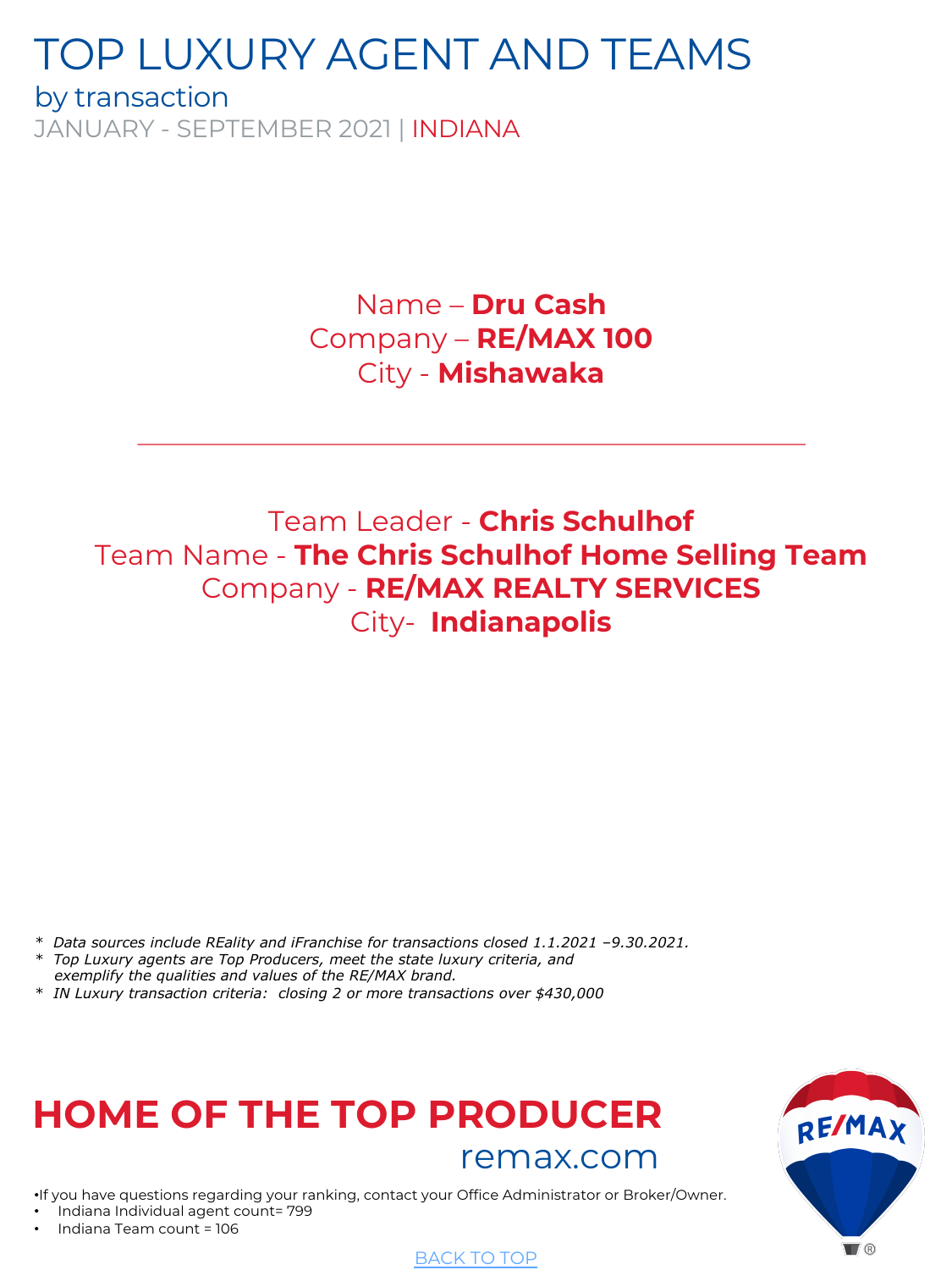# TOP LUXURY AGENT AND TEAMS

## by transaction

JANUARY - SEPTEMBER 2021 | INDIANA

Name – **Dru Cash**
Company – **RE/MAX 100**
City - **Mishawaka**

---

Team Leader - **Chris Schulhof**
Team Name - **The Chris Schulhof Home Selling Team**
Company - **RE/MAX REALTY SERVICES**
City- **Indianapolis**

* *Data sources include REality and iFranchise for transactions closed 1.1.2021 –9.30.2021.*
* *Top Luxury agents are Top Producers, meet the state luxury criteria, and exemplify the qualities and values of the RE/MAX brand.*
* *IN Luxury transaction criteria: closing 2 or more transactions over $430,000*

**HOME OF THE TOP PRODUCER**

remax.com

•If you have questions regarding your ranking, contact your Office Administrator or Broker/Owner.

- Indiana Individual agent count= 799
- Indiana Team count = 106

BACK TO TOP